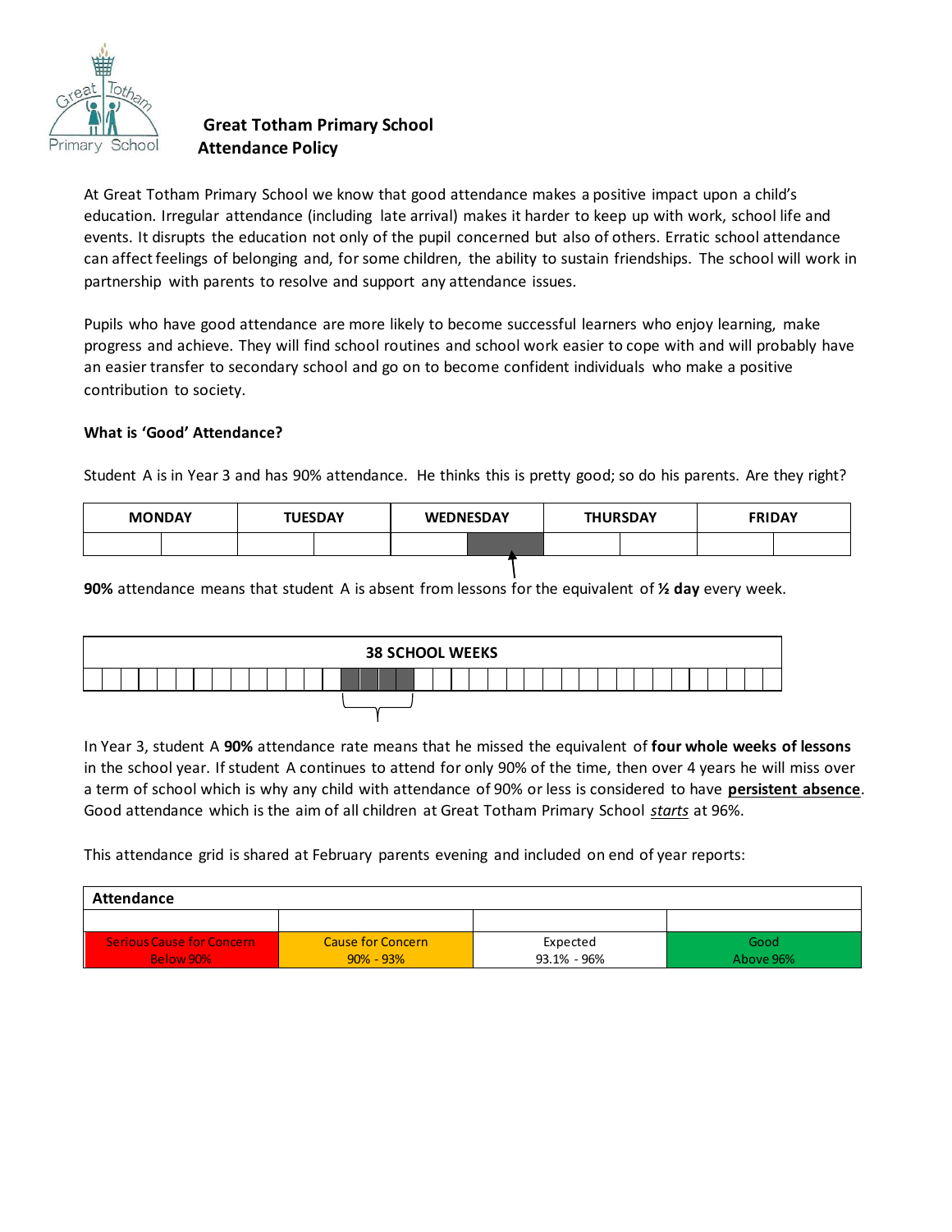# Great Totham Primary School
## Attendance Policy

At Great Totham Primary School we know that good attendance makes a positive impact upon a child's education. Irregular attendance (including late arrival) makes it harder to keep up with work, school life and events. It disrupts the education not only of the pupil concerned but also of others. Erratic school attendance can affect feelings of belonging and, for some children, the ability to sustain friendships. The school will work in partnership with parents to resolve and support any attendance issues.

Pupils who have good attendance are more likely to become successful learners who enjoy learning, make progress and achieve. They will find school routines and school work easier to cope with and will probably have an easier transfer to secondary school and go on to become confident individuals who make a positive contribution to society.

### What is 'Good' Attendance?

Student A is in Year 3 and has 90% attendance. He thinks this is pretty good; so do his parents. Are they right?

| MONDAY | TUESDAY | WEDNESDAY | THURSDAY | FRIDAY |
|---|---|---|---|---|
| | | | | |

**90%** attendance means that student A is absent from lessons for the equivalent of **½ day** every week.

| 38 SCHOOL WEEKS |
|---|
| |

In Year 3, student A **90%** attendance rate means that he missed the equivalent of **four whole weeks of lessons** in the school year. If student A continues to attend for only 90% of the time, then over 4 years he will miss over a term of school which is why any child with attendance of 90% or less is considered to have **persistent absence**. Good attendance which is the aim of all children at Great Totham Primary School *starts* at 96%.

This attendance grid is shared at February parents evening and included on end of year reports:

| Attendance | | | |
|---|---|---|---|
| | | | |
| Serious Cause for Concern Below 90% | Cause for Concern 90% - 93% | Expected 93.1% - 96% | Good Above 96% |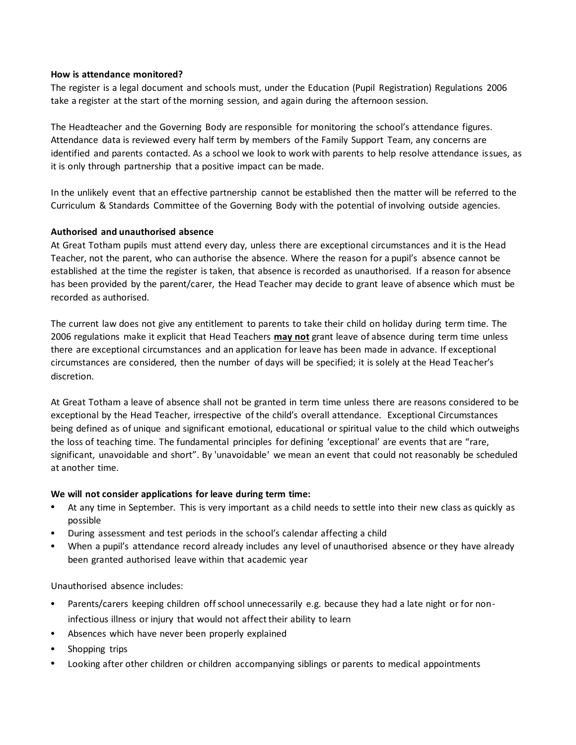**How is attendance monitored?**

The register is a legal document and schools must, under the Education (Pupil Registration) Regulations 2006 take a register at the start of the morning session, and again during the afternoon session.

The Headteacher and the Governing Body are responsible for monitoring the school's attendance figures. Attendance data is reviewed every half term by members of the Family Support Team, any concerns are identified and parents contacted. As a school we look to work with parents to help resolve attendance issues, as it is only through partnership that a positive impact can be made.

In the unlikely event that an effective partnership cannot be established then the matter will be referred to the Curriculum & Standards Committee of the Governing Body with the potential of involving outside agencies.

**Authorised and unauthorised absence**

At Great Totham pupils must attend every day, unless there are exceptional circumstances and it is the Head Teacher, not the parent, who can authorise the absence. Where the reason for a pupil's absence cannot be established at the time the register is taken, that absence is recorded as unauthorised. If a reason for absence has been provided by the parent/carer, the Head Teacher may decide to grant leave of absence which must be recorded as authorised.

The current law does not give any entitlement to parents to take their child on holiday during term time. The 2006 regulations make it explicit that Head Teachers **may not** grant leave of absence during term time unless there are exceptional circumstances and an application for leave has been made in advance. If exceptional circumstances are considered, then the number of days will be specified; it is solely at the Head Teacher's discretion.

At Great Totham a leave of absence shall not be granted in term time unless there are reasons considered to be exceptional by the Head Teacher, irrespective of the child's overall attendance. Exceptional Circumstances being defined as of unique and significant emotional, educational or spiritual value to the child which outweighs the loss of teaching time. The fundamental principles for defining 'exceptional' are events that are "rare, significant, unavoidable and short". By 'unavoidable' we mean an event that could not reasonably be scheduled at another time.

**We will not consider applications for leave during term time:**

- At any time in September. This is very important as a child needs to settle into their new class as quickly as possible
- During assessment and test periods in the school's calendar affecting a child
- When a pupil's attendance record already includes any level of unauthorised absence or they have already been granted authorised leave within that academic year

Unauthorised absence includes:

- Parents/carers keeping children off school unnecessarily e.g. because they had a late night or for non-infectious illness or injury that would not affect their ability to learn
- Absences which have never been properly explained
- Shopping trips
- Looking after other children or children accompanying siblings or parents to medical appointments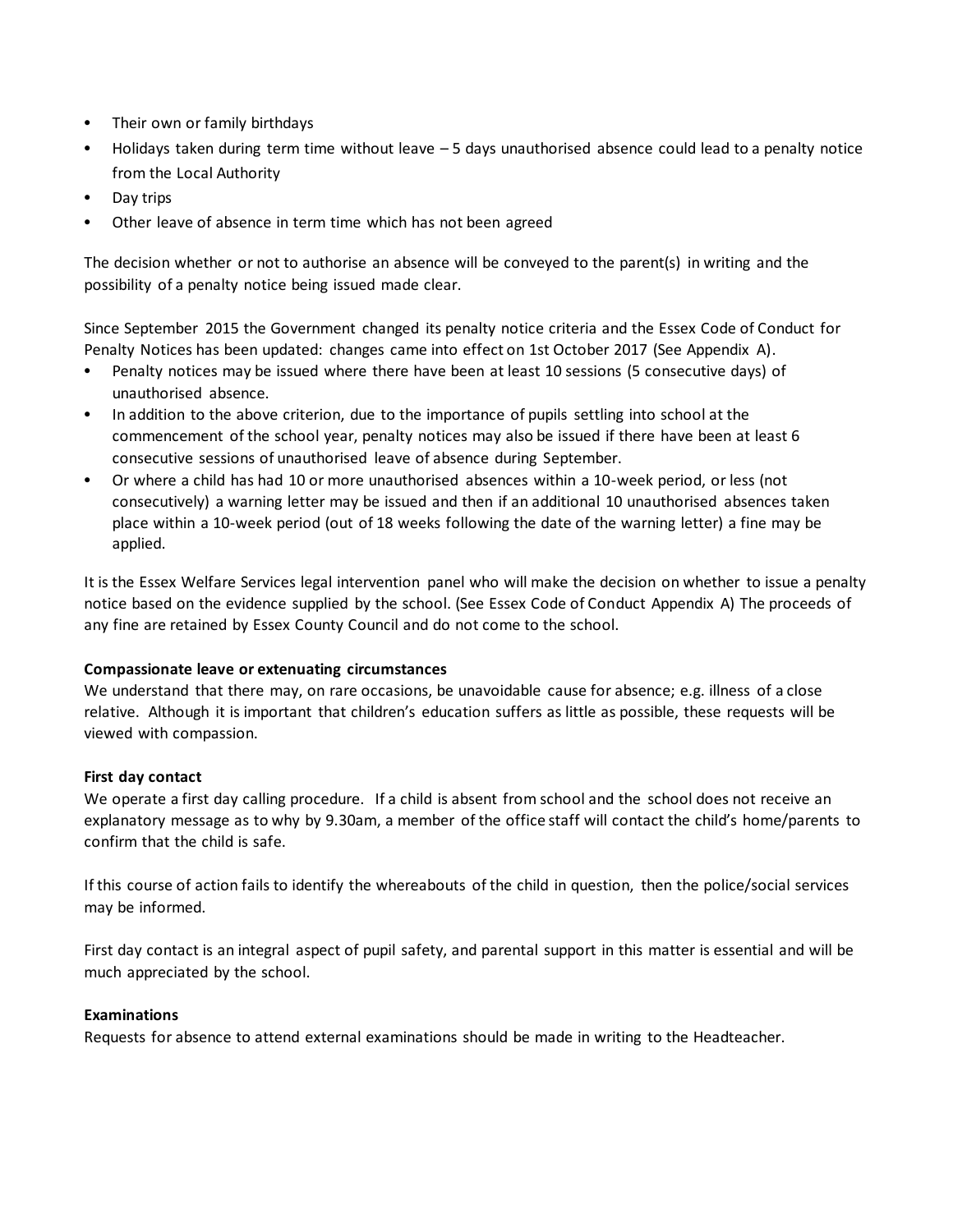- Their own or family birthdays
- Holidays taken during term time without leave – 5 days unauthorised absence could lead to a penalty notice from the Local Authority
- Day trips
- Other leave of absence in term time which has not been agreed

The decision whether or not to authorise an absence will be conveyed to the parent(s) in writing and the possibility of a penalty notice being issued made clear.

Since September 2015 the Government changed its penalty notice criteria and the Essex Code of Conduct for Penalty Notices has been updated: changes came into effect on 1st October 2017 (See Appendix A).

- Penalty notices may be issued where there have been at least 10 sessions (5 consecutive days) of unauthorised absence.
- In addition to the above criterion, due to the importance of pupils settling into school at the commencement of the school year, penalty notices may also be issued if there have been at least 6 consecutive sessions of unauthorised leave of absence during September.
- Or where a child has had 10 or more unauthorised absences within a 10-week period, or less (not consecutively) a warning letter may be issued and then if an additional 10 unauthorised absences taken place within a 10-week period (out of 18 weeks following the date of the warning letter) a fine may be applied.

It is the Essex Welfare Services legal intervention panel who will make the decision on whether to issue a penalty notice based on the evidence supplied by the school. (See Essex Code of Conduct Appendix A) The proceeds of any fine are retained by Essex County Council and do not come to the school.

**Compassionate leave or extenuating circumstances**
We understand that there may, on rare occasions, be unavoidable cause for absence; e.g. illness of a close relative. Although it is important that children's education suffers as little as possible, these requests will be viewed with compassion.

**First day contact**
We operate a first day calling procedure. If a child is absent from school and the school does not receive an explanatory message as to why by 9.30am, a member of the office staff will contact the child's home/parents to confirm that the child is safe.

If this course of action fails to identify the whereabouts of the child in question, then the police/social services may be informed.

First day contact is an integral aspect of pupil safety, and parental support in this matter is essential and will be much appreciated by the school.

**Examinations**
Requests for absence to attend external examinations should be made in writing to the Headteacher.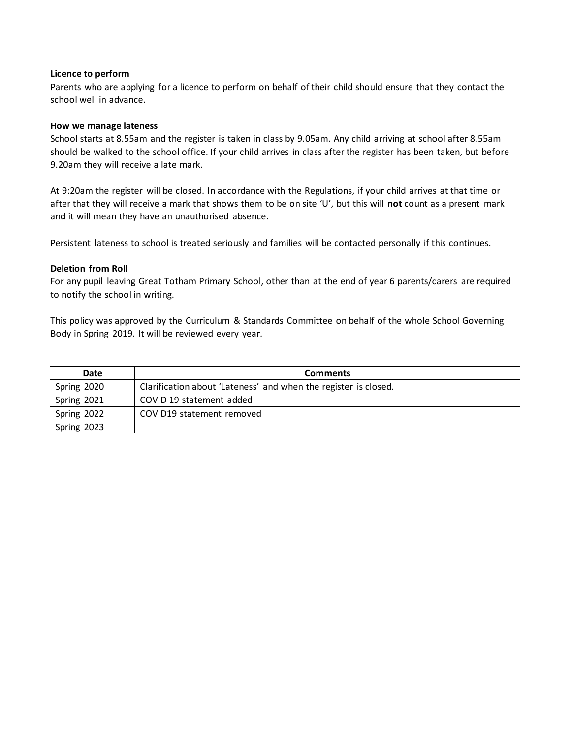**Licence to perform**

Parents who are applying for a licence to perform on behalf of their child should ensure that they contact the school well in advance.

**How we manage lateness**

School starts at 8.55am and the register is taken in class by 9.05am. Any child arriving at school after 8.55am should be walked to the school office. If your child arrives in class after the register has been taken, but before 9.20am they will receive a late mark.

At 9:20am the register will be closed. In accordance with the Regulations, if your child arrives at that time or after that they will receive a mark that shows them to be on site 'U', but this will **not** count as a present mark and it will mean they have an unauthorised absence.

Persistent lateness to school is treated seriously and families will be contacted personally if this continues.

**Deletion from Roll**

For any pupil leaving Great Totham Primary School, other than at the end of year 6 parents/carers are required to notify the school in writing.

This policy was approved by the Curriculum & Standards Committee on behalf of the whole School Governing Body in Spring 2019. It will be reviewed every year.

| Date | Comments |
| --- | --- |
| Spring 2020 | Clarification about 'Lateness' and when the register is closed. |
| Spring 2021 | COVID 19 statement added |
| Spring 2022 | COVID19 statement removed |
| Spring 2023 | |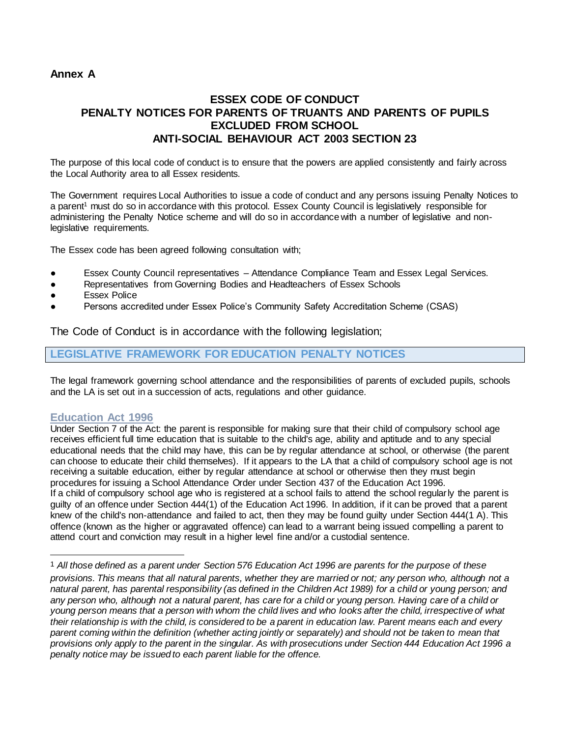**Annex A**

# ESSEX CODE OF CONDUCT
# PENALTY NOTICES FOR PARENTS OF TRUANTS AND PARENTS OF PUPILS EXCLUDED FROM SCHOOL
# ANTI-SOCIAL BEHAVIOUR ACT 2003 SECTION 23

The purpose of this local code of conduct is to ensure that the powers are applied consistently and fairly across the Local Authority area to all Essex residents.

The Government requires Local Authorities to issue a code of conduct and any persons issuing Penalty Notices to a parent[1] must do so in accordance with this protocol. Essex County Council is legislatively responsible for administering the Penalty Notice scheme and will do so in accordance with a number of legislative and non-legislative requirements.

The Essex code has been agreed following consultation with;

- Essex County Council representatives – Attendance Compliance Team and Essex Legal Services.
- Representatives from Governing Bodies and Headteachers of Essex Schools
- Essex Police
- Persons accredited under Essex Police's Community Safety Accreditation Scheme (CSAS)

The Code of Conduct is in accordance with the following legislation;

## LEGISLATIVE FRAMEWORK FOR EDUCATION PENALTY NOTICES

The legal framework governing school attendance and the responsibilities of parents of excluded pupils, schools and the LA is set out in a succession of acts, regulations and other guidance.

### Education Act 1996

Under Section 7 of the Act: the parent is responsible for making sure that their child of compulsory school age receives efficient full time education that is suitable to the child's age, ability and aptitude and to any special educational needs that the child may have, this can be by regular attendance at school, or otherwise (the parent can choose to educate their child themselves). If it appears to the LA that a child of compulsory school age is not receiving a suitable education, either by regular attendance at school or otherwise then they must begin procedures for issuing a School Attendance Order under Section 437 of the Education Act 1996.
If a child of compulsory school age who is registered at a school fails to attend the school regularly the parent is guilty of an offence under Section 444(1) of the Education Act 1996. In addition, if it can be proved that a parent knew of the child's non-attendance and failed to act, then they may be found guilty under Section 444(1 A). This offence (known as the higher or aggravated offence) can lead to a warrant being issued compelling a parent to attend court and conviction may result in a higher level fine and/or a custodial sentence.

---

[1] *All those defined as a parent under Section 576 Education Act 1996 are parents for the purpose of these provisions. This means that all natural parents, whether they are married or not; any person who, although not a natural parent, has parental responsibility (as defined in the Children Act 1989) for a child or young person; and any person who, although not a natural parent, has care for a child or young person. Having care of a child or young person means that a person with whom the child lives and who looks after the child, irrespective of what their relationship is with the child, is considered to be a parent in education law. Parent means each and every parent coming within the definition (whether acting jointly or separately) and should not be taken to mean that provisions only apply to the parent in the singular. As with prosecutions under Section 444 Education Act 1996 a penalty notice may be issued to each parent liable for the offence.*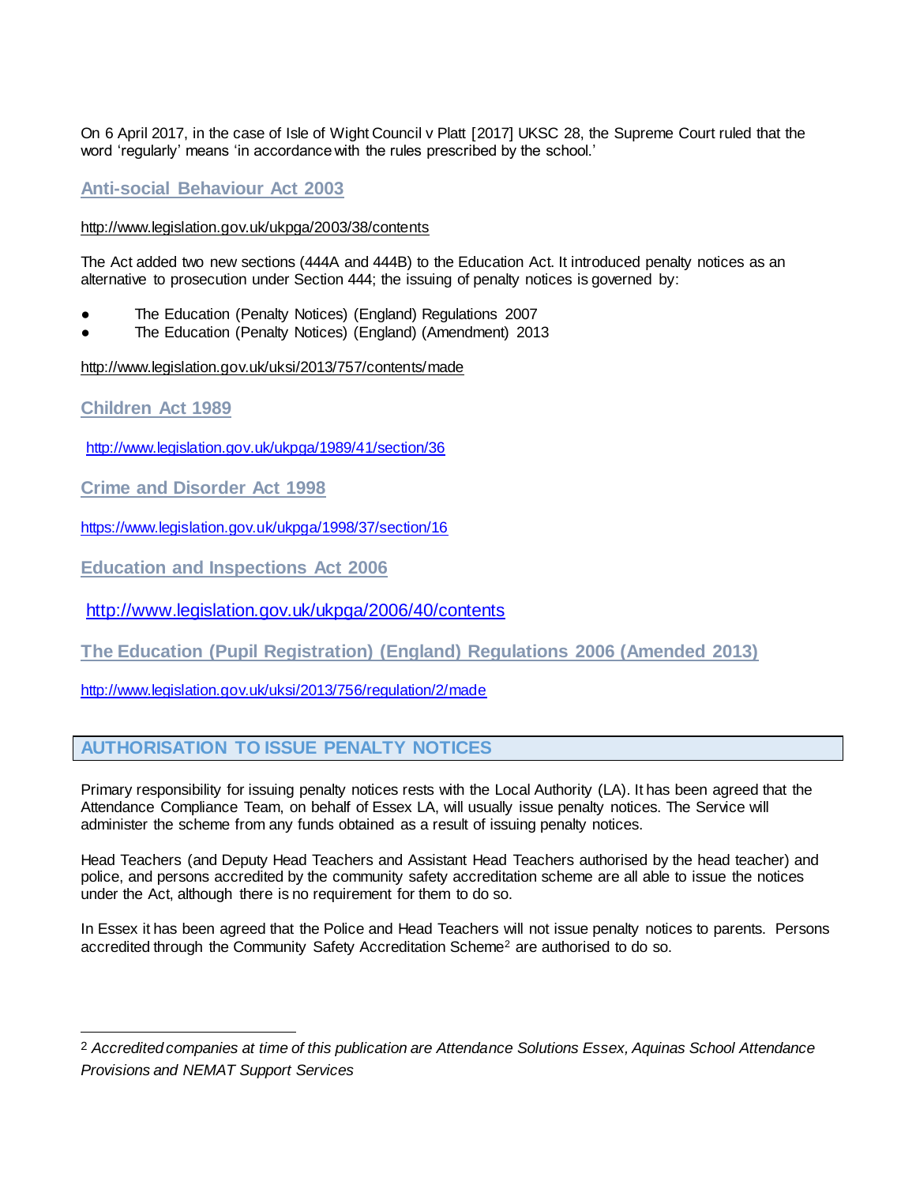On 6 April 2017, in the case of Isle of Wight Council v Platt [2017] UKSC 28, the Supreme Court ruled that the word 'regularly' means 'in accordance with the rules prescribed by the school.'

### Anti-social Behaviour Act 2003

http://www.legislation.gov.uk/ukpga/2003/38/contents

The Act added two new sections (444A and 444B) to the Education Act. It introduced penalty notices as an alternative to prosecution under Section 444; the issuing of penalty notices is governed by:

- The Education (Penalty Notices) (England) Regulations 2007
- The Education (Penalty Notices) (England) (Amendment) 2013

http://www.legislation.gov.uk/uksi/2013/757/contents/made

### Children Act 1989

http://www.legislation.gov.uk/ukpga/1989/41/section/36

### Crime and Disorder Act 1998

https://www.legislation.gov.uk/ukpga/1998/37/section/16

### Education and Inspections Act 2006

http://www.legislation.gov.uk/ukpga/2006/40/contents

### The Education (Pupil Registration) (England) Regulations 2006 (Amended 2013)

http://www.legislation.gov.uk/uksi/2013/756/regulation/2/made

## AUTHORISATION TO ISSUE PENALTY NOTICES

Primary responsibility for issuing penalty notices rests with the Local Authority (LA). It has been agreed that the Attendance Compliance Team, on behalf of Essex LA, will usually issue penalty notices. The Service will administer the scheme from any funds obtained as a result of issuing penalty notices.

Head Teachers (and Deputy Head Teachers and Assistant Head Teachers authorised by the head teacher) and police, and persons accredited by the community safety accreditation scheme are all able to issue the notices under the Act, although there is no requirement for them to do so.

In Essex it has been agreed that the Police and Head Teachers will not issue penalty notices to parents. Persons accredited through the Community Safety Accreditation Scheme[2] are authorised to do so.

[2] *Accredited companies at time of this publication are Attendance Solutions Essex, Aquinas School Attendance Provisions and NEMAT Support Services*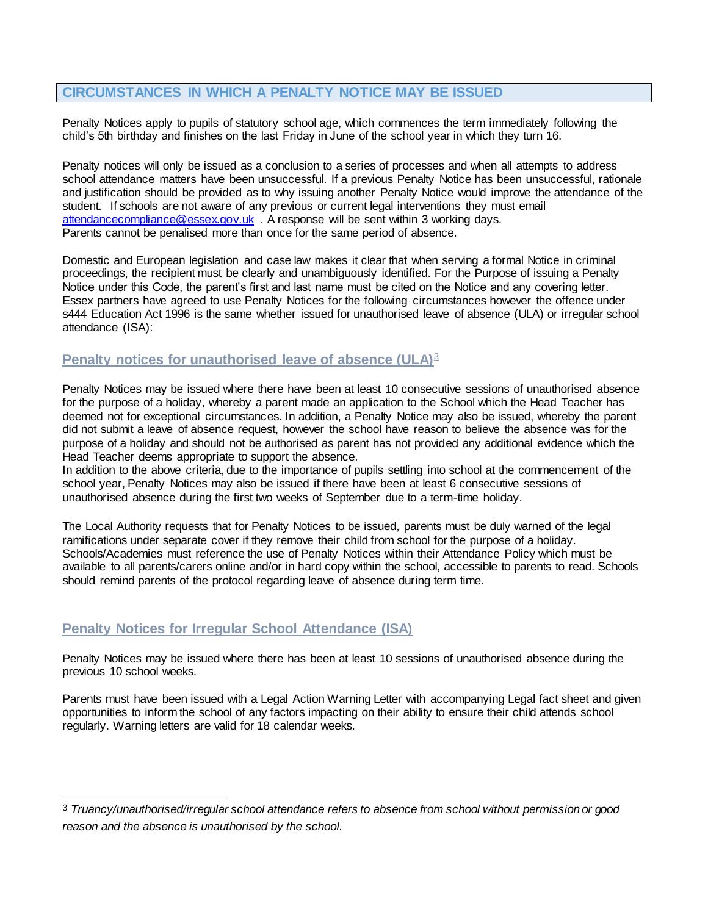## CIRCUMSTANCES IN WHICH A PENALTY NOTICE MAY BE ISSUED

Penalty Notices apply to pupils of statutory school age, which commences the term immediately following the child's 5th birthday and finishes on the last Friday in June of the school year in which they turn 16.

Penalty notices will only be issued as a conclusion to a series of processes and when all attempts to address school attendance matters have been unsuccessful. If a previous Penalty Notice has been unsuccessful, rationale and justification should be provided as to why issuing another Penalty Notice would improve the attendance of the student. If schools are not aware of any previous or current legal interventions they must email attendancecompliance@essex.gov.uk . A response will be sent within 3 working days.
Parents cannot be penalised more than once for the same period of absence.

Domestic and European legislation and case law makes it clear that when serving a formal Notice in criminal proceedings, the recipient must be clearly and unambiguously identified. For the Purpose of issuing a Penalty Notice under this Code, the parent's first and last name must be cited on the Notice and any covering letter. Essex partners have agreed to use Penalty Notices for the following circumstances however the offence under s444 Education Act 1996 is the same whether issued for unauthorised leave of absence (ULA) or irregular school attendance (ISA):

### Penalty notices for unauthorised leave of absence (ULA)[3]

Penalty Notices may be issued where there have been at least 10 consecutive sessions of unauthorised absence for the purpose of a holiday, whereby a parent made an application to the School which the Head Teacher has deemed not for exceptional circumstances. In addition, a Penalty Notice may also be issued, whereby the parent did not submit a leave of absence request, however the school have reason to believe the absence was for the purpose of a holiday and should not be authorised as parent has not provided any additional evidence which the Head Teacher deems appropriate to support the absence.
In addition to the above criteria, due to the importance of pupils settling into school at the commencement of the school year, Penalty Notices may also be issued if there have been at least 6 consecutive sessions of unauthorised absence during the first two weeks of September due to a term-time holiday.

The Local Authority requests that for Penalty Notices to be issued, parents must be duly warned of the legal ramifications under separate cover if they remove their child from school for the purpose of a holiday. Schools/Academies must reference the use of Penalty Notices within their Attendance Policy which must be available to all parents/carers online and/or in hard copy within the school, accessible to parents to read. Schools should remind parents of the protocol regarding leave of absence during term time.

### Penalty Notices for Irregular School Attendance (ISA)

Penalty Notices may be issued where there has been at least 10 sessions of unauthorised absence during the previous 10 school weeks.

Parents must have been issued with a Legal Action Warning Letter with accompanying Legal fact sheet and given opportunities to inform the school of any factors impacting on their ability to ensure their child attends school regularly. Warning letters are valid for 18 calendar weeks.

---

[3] *Truancy/unauthorised/irregular school attendance refers to absence from school without permission or good reason and the absence is unauthorised by the school.*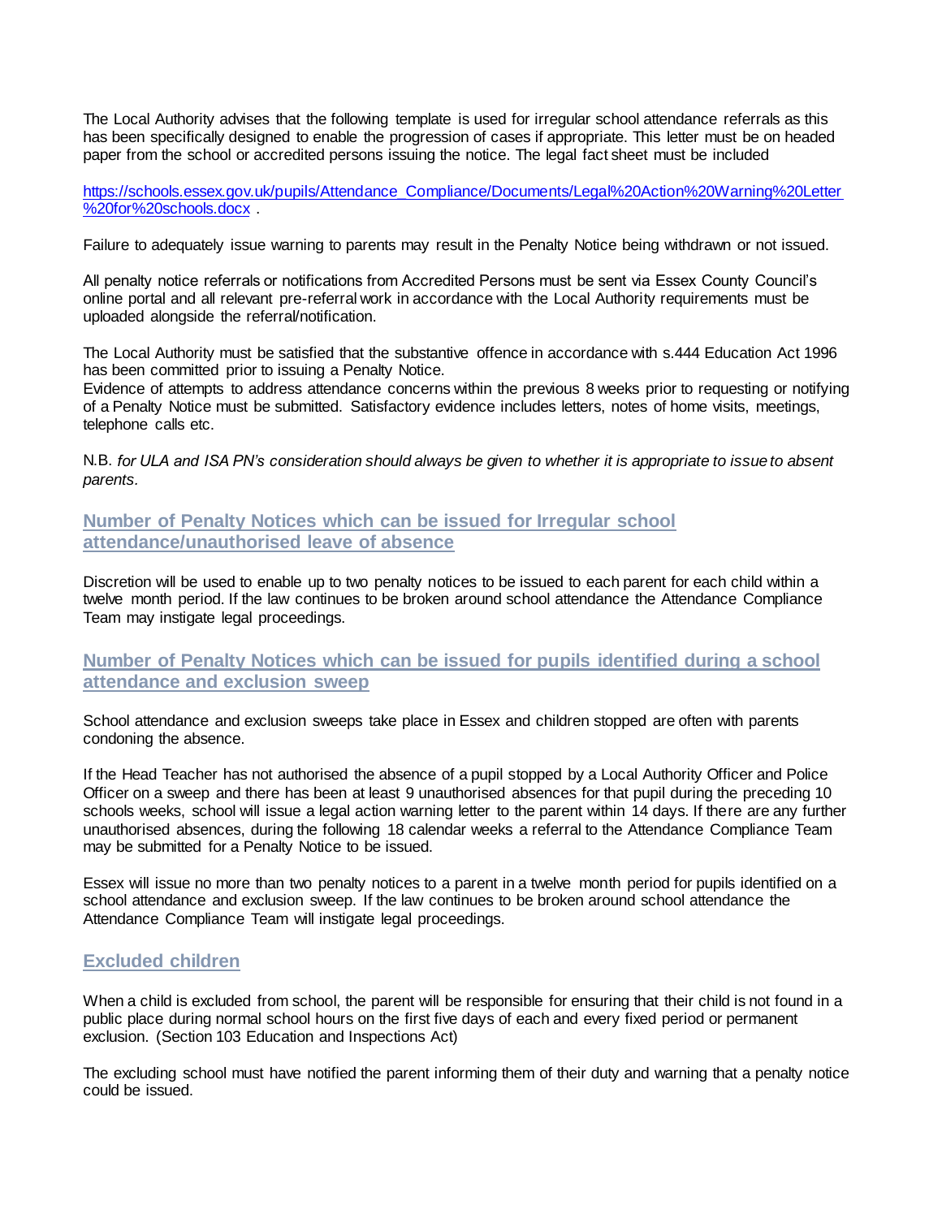The Local Authority advises that the following template is used for irregular school attendance referrals as this has been specifically designed to enable the progression of cases if appropriate. This letter must be on headed paper from the school or accredited persons issuing the notice. The legal fact sheet must be included

[https://schools.essex.gov.uk/pupils/Attendance_Compliance/Documents/Legal%20Action%20Warning%20Letter%20for%20schools.docx](https://schools.essex.gov.uk/pupils/Attendance_Compliance/Documents/Legal%20Action%20Warning%20Letter%20for%20schools.docx) .

Failure to adequately issue warning to parents may result in the Penalty Notice being withdrawn or not issued.

All penalty notice referrals or notifications from Accredited Persons must be sent via Essex County Council's online portal and all relevant pre-referral work in accordance with the Local Authority requirements must be uploaded alongside the referral/notification.

The Local Authority must be satisfied that the substantive offence in accordance with s.444 Education Act 1996 has been committed prior to issuing a Penalty Notice.
Evidence of attempts to address attendance concerns within the previous 8 weeks prior to requesting or notifying of a Penalty Notice must be submitted. Satisfactory evidence includes letters, notes of home visits, meetings, telephone calls etc.

N.B. *for ULA and ISA PN's consideration should always be given to whether it is appropriate to issue to absent parents.*

## Number of Penalty Notices which can be issued for Irregular school attendance/unauthorised leave of absence

Discretion will be used to enable up to two penalty notices to be issued to each parent for each child within a twelve month period. If the law continues to be broken around school attendance the Attendance Compliance Team may instigate legal proceedings.

## Number of Penalty Notices which can be issued for pupils identified during a school attendance and exclusion sweep

School attendance and exclusion sweeps take place in Essex and children stopped are often with parents condoning the absence.

If the Head Teacher has not authorised the absence of a pupil stopped by a Local Authority Officer and Police Officer on a sweep and there has been at least 9 unauthorised absences for that pupil during the preceding 10 schools weeks, school will issue a legal action warning letter to the parent within 14 days. If there are any further unauthorised absences, during the following 18 calendar weeks a referral to the Attendance Compliance Team may be submitted for a Penalty Notice to be issued.

Essex will issue no more than two penalty notices to a parent in a twelve month period for pupils identified on a school attendance and exclusion sweep. If the law continues to be broken around school attendance the Attendance Compliance Team will instigate legal proceedings.

## Excluded children

When a child is excluded from school, the parent will be responsible for ensuring that their child is not found in a public place during normal school hours on the first five days of each and every fixed period or permanent exclusion. (Section 103 Education and Inspections Act)

The excluding school must have notified the parent informing them of their duty and warning that a penalty notice could be issued.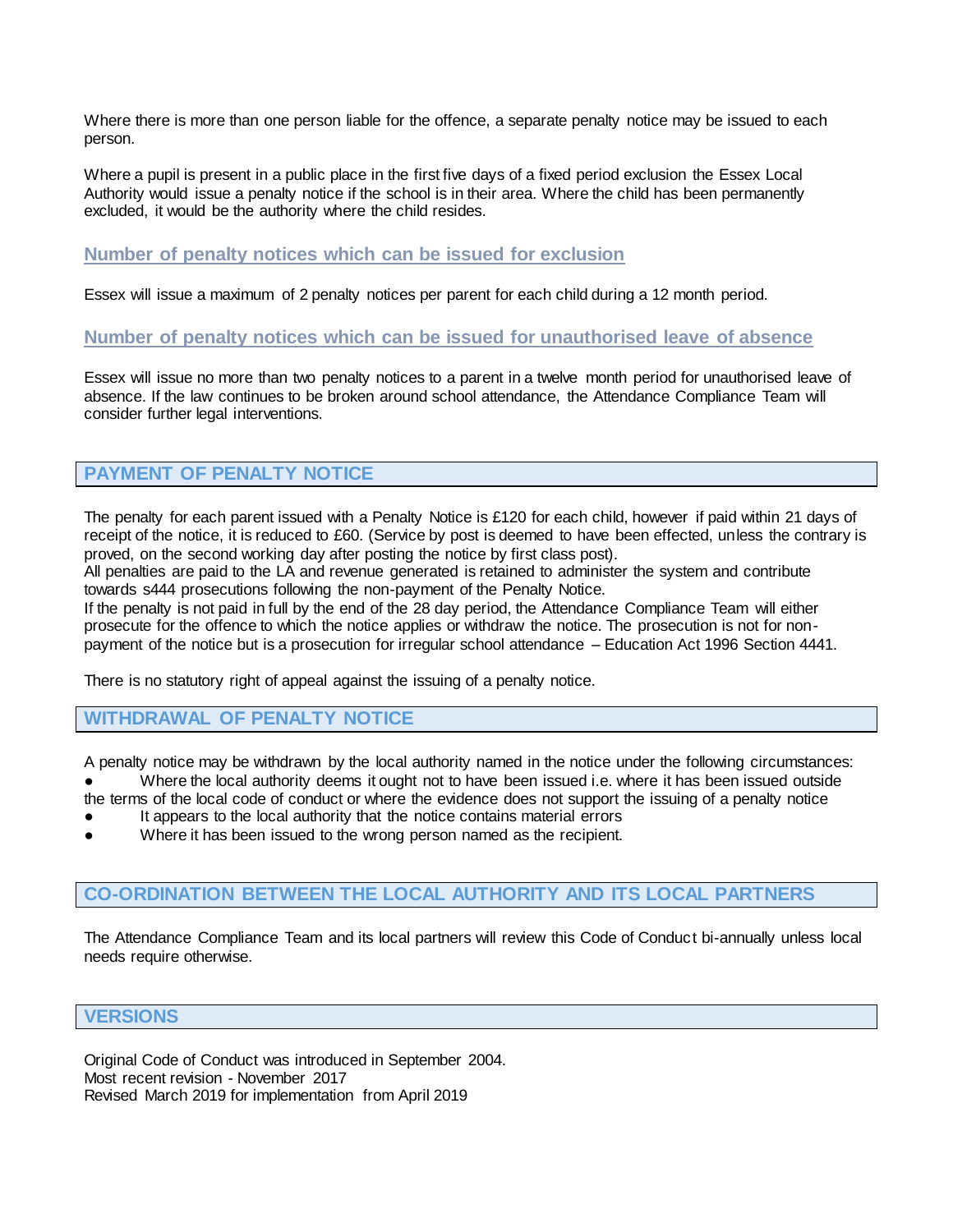Where there is more than one person liable for the offence, a separate penalty notice may be issued to each person.

Where a pupil is present in a public place in the first five days of a fixed period exclusion the Essex Local Authority would issue a penalty notice if the school is in their area. Where the child has been permanently excluded, it would be the authority where the child resides.

### Number of penalty notices which can be issued for exclusion

Essex will issue a maximum of 2 penalty notices per parent for each child during a 12 month period.

### Number of penalty notices which can be issued for unauthorised leave of absence

Essex will issue no more than two penalty notices to a parent in a twelve month period for unauthorised leave of absence. If the law continues to be broken around school attendance, the Attendance Compliance Team will consider further legal interventions.

## PAYMENT OF PENALTY NOTICE

The penalty for each parent issued with a Penalty Notice is £120 for each child, however if paid within 21 days of receipt of the notice, it is reduced to £60. (Service by post is deemed to have been effected, unless the contrary is proved, on the second working day after posting the notice by first class post).
All penalties are paid to the LA and revenue generated is retained to administer the system and contribute towards s444 prosecutions following the non-payment of the Penalty Notice.
If the penalty is not paid in full by the end of the 28 day period, the Attendance Compliance Team will either prosecute for the offence to which the notice applies or withdraw the notice. The prosecution is not for non-payment of the notice but is a prosecution for irregular school attendance – Education Act 1996 Section 4441.

There is no statutory right of appeal against the issuing of a penalty notice.

## WITHDRAWAL OF PENALTY NOTICE

A penalty notice may be withdrawn by the local authority named in the notice under the following circumstances:

- Where the local authority deems it ought not to have been issued i.e. where it has been issued outside the terms of the local code of conduct or where the evidence does not support the issuing of a penalty notice
- It appears to the local authority that the notice contains material errors
- Where it has been issued to the wrong person named as the recipient.

## CO-ORDINATION BETWEEN THE LOCAL AUTHORITY AND ITS LOCAL PARTNERS

The Attendance Compliance Team and its local partners will review this Code of Conduct bi-annually unless local needs require otherwise.

## VERSIONS

Original Code of Conduct was introduced in September 2004.
Most recent revision - November 2017
Revised March 2019 for implementation from April 2019